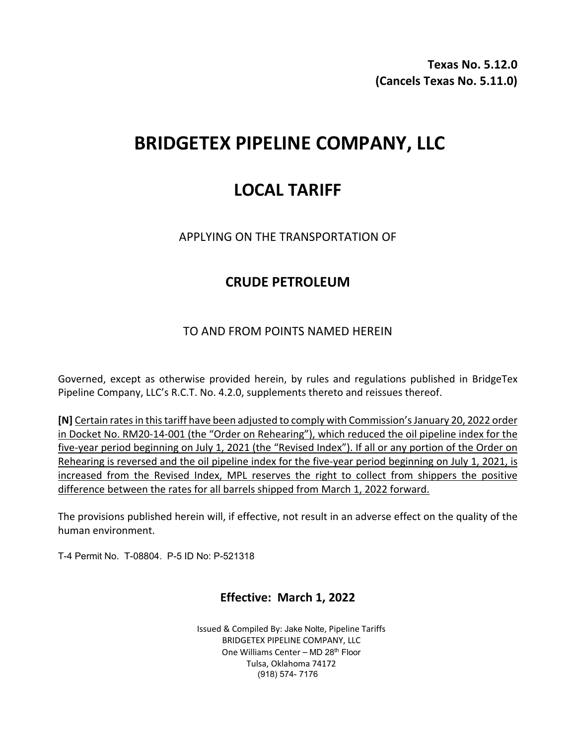**Texas No. 5.12.0**
**(Cancels Texas No. 5.11.0)**

# BRIDGETEX PIPELINE COMPANY, LLC

# LOCAL TARIFF

APPLYING ON THE TRANSPORTATION OF

## CRUDE PETROLEUM

TO AND FROM POINTS NAMED HEREIN

Governed, except as otherwise provided herein, by rules and regulations published in BridgeTex Pipeline Company, LLC's R.C.T. No. 4.2.0, supplements thereto and reissues thereof.

**[N]** <u>Certain rates in this tariff have been adjusted to comply with Commission's January 20, 2022 order in Docket No. RM20-14-001 (the "Order on Rehearing"), which reduced the oil pipeline index for the five-year period beginning on July 1, 2021 (the "Revised Index"). If all or any portion of the Order on Rehearing is reversed and the oil pipeline index for the five-year period beginning on July 1, 2021, is increased from the Revised Index, MPL reserves the right to collect from shippers the positive difference between the rates for all barrels shipped from March 1, 2022 forward.</u>

The provisions published herein will, if effective, not result in an adverse effect on the quality of the human environment.

T-4 Permit No. T-08804. P-5 ID No: P-521318

**Effective: March 1, 2022**

Issued & Compiled By: Jake Nolte, Pipeline Tariffs
BRIDGETEX PIPELINE COMPANY, LLC
One Williams Center – MD 28th Floor
Tulsa, Oklahoma 74172
(918) 574- 7176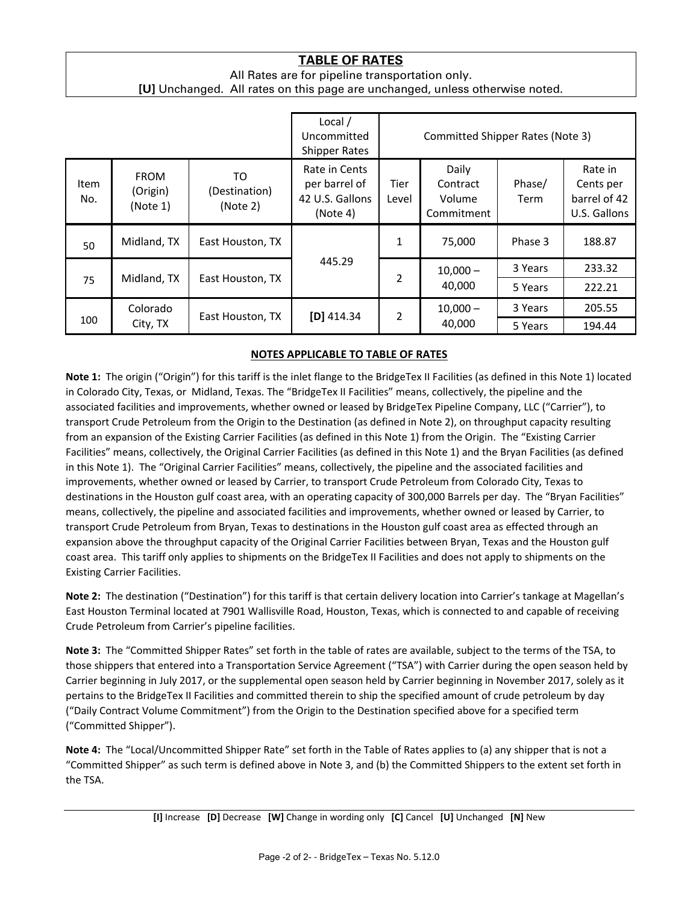## TABLE OF RATES

All Rates are for pipeline transportation only.

**[U]** Unchanged. All rates on this page are unchanged, unless otherwise noted.

| | | | Local / Uncommitted Shipper Rates | Committed Shipper Rates (Note 3) | | | |
|---|---|---|---|---|---|---|---|
| Item No. | FROM (Origin) (Note 1) | TO (Destination) (Note 2) | Rate in Cents per barrel of 42 U.S. Gallons (Note 4) | Tier Level | Daily Contract Volume Commitment | Phase/ Term | Rate in Cents per barrel of 42 U.S. Gallons |
| 50 | Midland, TX | East Houston, TX | 445.29 | 1 | 75,000 | Phase 3 | 188.87 |
| 75 | Midland, TX | East Houston, TX | | 2 | 10,000 – 40,000 | 3 Years | 233.32 |
| | | | | | | 5 Years | 222.21 |
| 100 | Colorado City, TX | East Houston, TX | **[D]** 414.34 | 2 | 10,000 – 40,000 | 3 Years | 205.55 |
| | | | | | | 5 Years | 194.44 |

### NOTES APPLICABLE TO TABLE OF RATES

**Note 1:** The origin ("Origin") for this tariff is the inlet flange to the BridgeTex II Facilities (as defined in this Note 1) located in Colorado City, Texas, or Midland, Texas. The "BridgeTex II Facilities" means, collectively, the pipeline and the associated facilities and improvements, whether owned or leased by BridgeTex Pipeline Company, LLC ("Carrier"), to transport Crude Petroleum from the Origin to the Destination (as defined in Note 2), on throughput capacity resulting from an expansion of the Existing Carrier Facilities (as defined in this Note 1) from the Origin. The "Existing Carrier Facilities" means, collectively, the Original Carrier Facilities (as defined in this Note 1) and the Bryan Facilities (as defined in this Note 1). The "Original Carrier Facilities" means, collectively, the pipeline and the associated facilities and improvements, whether owned or leased by Carrier, to transport Crude Petroleum from Colorado City, Texas to destinations in the Houston gulf coast area, with an operating capacity of 300,000 Barrels per day. The "Bryan Facilities" means, collectively, the pipeline and associated facilities and improvements, whether owned or leased by Carrier, to transport Crude Petroleum from Bryan, Texas to destinations in the Houston gulf coast area as effected through an expansion above the throughput capacity of the Original Carrier Facilities between Bryan, Texas and the Houston gulf coast area. This tariff only applies to shipments on the BridgeTex II Facilities and does not apply to shipments on the Existing Carrier Facilities.

**Note 2:** The destination ("Destination") for this tariff is that certain delivery location into Carrier's tankage at Magellan's East Houston Terminal located at 7901 Wallisville Road, Houston, Texas, which is connected to and capable of receiving Crude Petroleum from Carrier's pipeline facilities.

**Note 3:** The "Committed Shipper Rates" set forth in the table of rates are available, subject to the terms of the TSA, to those shippers that entered into a Transportation Service Agreement ("TSA") with Carrier during the open season held by Carrier beginning in July 2017, or the supplemental open season held by Carrier beginning in November 2017, solely as it pertains to the BridgeTex II Facilities and committed therein to ship the specified amount of crude petroleum by day ("Daily Contract Volume Commitment") from the Origin to the Destination specified above for a specified term ("Committed Shipper").

**Note 4:** The "Local/Uncommitted Shipper Rate" set forth in the Table of Rates applies to (a) any shipper that is not a "Committed Shipper" as such term is defined above in Note 3, and (b) the Committed Shippers to the extent set forth in the TSA.

**[I]** Increase **[D]** Decrease **[W]** Change in wording only **[C]** Cancel **[U]** Unchanged **[N]** New